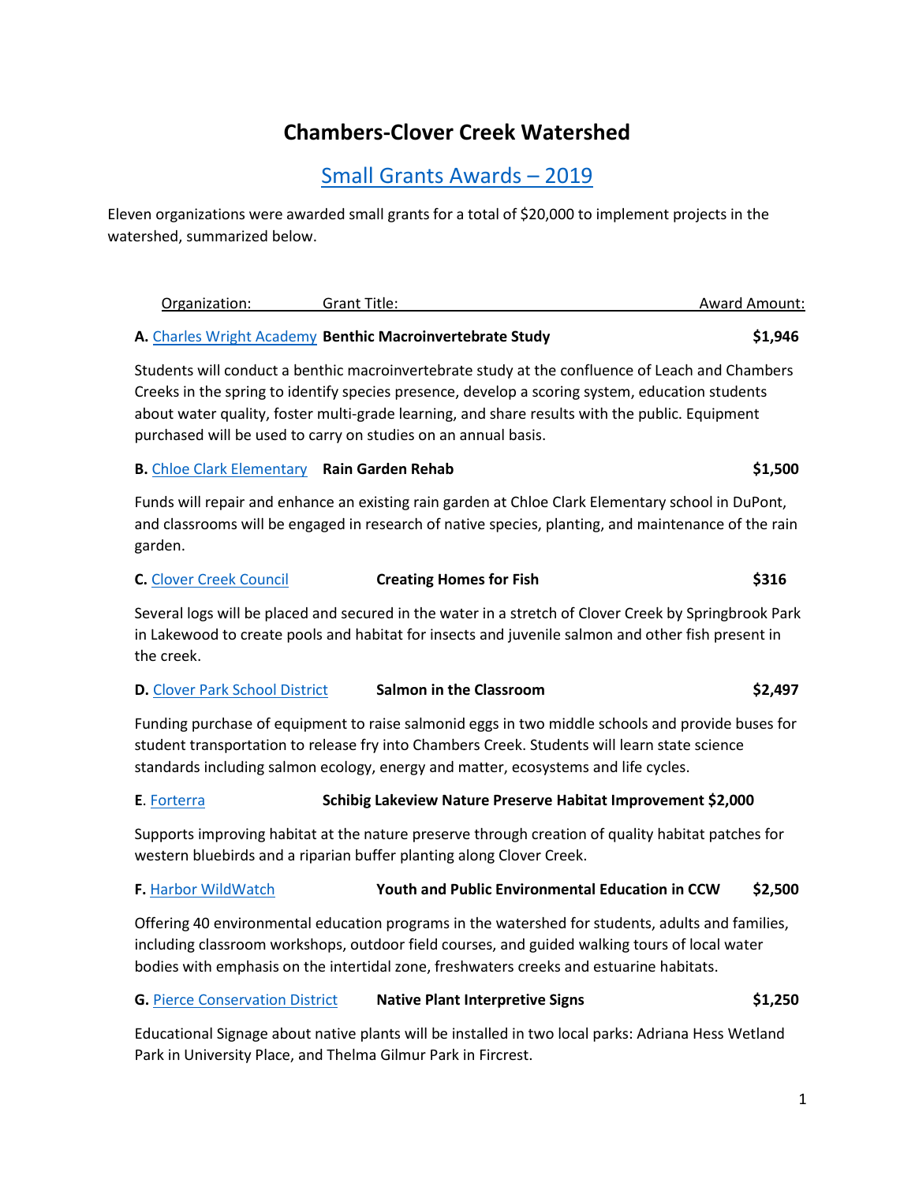# Chambers-Clover Creek Watershed

## Small Grants Awards – 2019

Eleven organizations were awarded small grants for a total of $20,000 to implement projects in the watershed, summarized below.

| Organization: | Grant Title: | Award Amount: |
|---|---|---|
| **A.** Charles Wright Academy | **Benthic Macroinvertebrate Study** | **$1,946** |

Students will conduct a benthic macroinvertebrate study at the confluence of Leach and Chambers Creeks in the spring to identify species presence, develop a scoring system, education students about water quality, foster multi-grade learning, and share results with the public. Equipment purchased will be used to carry on studies on an annual basis.

| | | |
|---|---|---|
| **B.** Chloe Clark Elementary | **Rain Garden Rehab** | **$1,500** |

Funds will repair and enhance an existing rain garden at Chloe Clark Elementary school in DuPont, and classrooms will be engaged in research of native species, planting, and maintenance of the rain garden.

| | | |
|---|---|---|
| **C.** Clover Creek Council | **Creating Homes for Fish** | **$316** |

Several logs will be placed and secured in the water in a stretch of Clover Creek by Springbrook Park in Lakewood to create pools and habitat for insects and juvenile salmon and other fish present in the creek.

| | | |
|---|---|---|
| **D.** Clover Park School District | **Salmon in the Classroom** | **$2,497** |

Funding purchase of equipment to raise salmonid eggs in two middle schools and provide buses for student transportation to release fry into Chambers Creek. Students will learn state science standards including salmon ecology, energy and matter, ecosystems and life cycles.

| | | |
|---|---|---|
| **E.** Forterra | **Schibig Lakeview Nature Preserve Habitat Improvement** | **$2,000** |

Supports improving habitat at the nature preserve through creation of quality habitat patches for western bluebirds and a riparian buffer planting along Clover Creek.

| | | |
|---|---|---|
| **F.** Harbor WildWatch | **Youth and Public Environmental Education in CCW** | **$2,500** |

Offering 40 environmental education programs in the watershed for students, adults and families, including classroom workshops, outdoor field courses, and guided walking tours of local water bodies with emphasis on the intertidal zone, freshwaters creeks and estuarine habitats.

| | | |
|---|---|---|
| **G.** Pierce Conservation District | **Native Plant Interpretive Signs** | **$1,250** |

Educational Signage about native plants will be installed in two local parks: Adriana Hess Wetland Park in University Place, and Thelma Gilmur Park in Fircrest.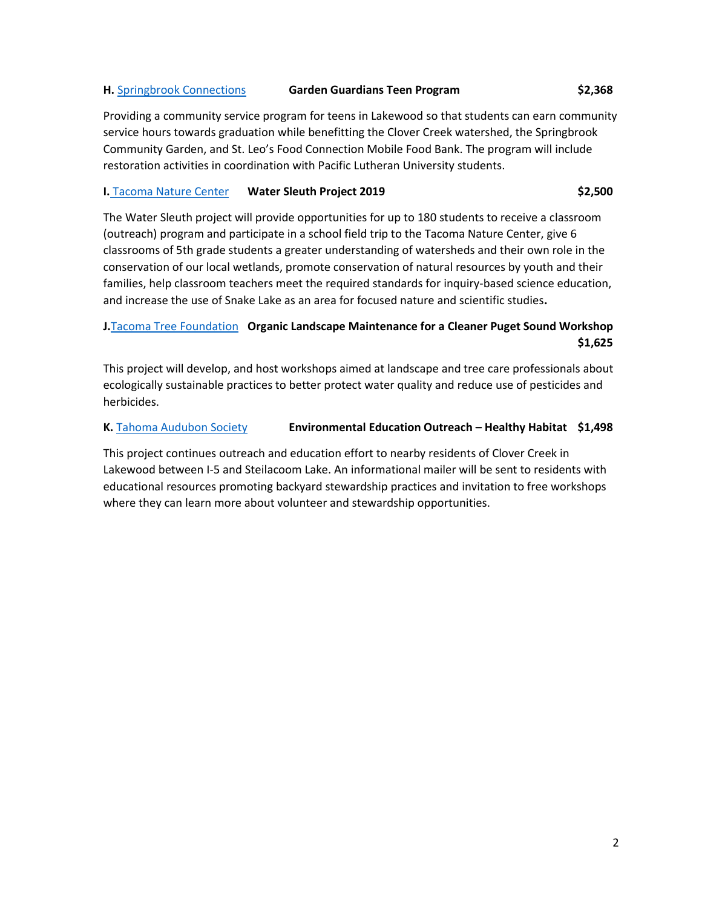**H.** Springbrook Connections **Garden Guardians Teen Program** **$2,368**

Providing a community service program for teens in Lakewood so that students can earn community service hours towards graduation while benefitting the Clover Creek watershed, the Springbrook Community Garden, and St. Leo's Food Connection Mobile Food Bank. The program will include restoration activities in coordination with Pacific Lutheran University students.

**I.** Tacoma Nature Center **Water Sleuth Project 2019** **$2,500**

The Water Sleuth project will provide opportunities for up to 180 students to receive a classroom (outreach) program and participate in a school field trip to the Tacoma Nature Center, give 6 classrooms of 5th grade students a greater understanding of watersheds and their own role in the conservation of our local wetlands, promote conservation of natural resources by youth and their families, help classroom teachers meet the required standards for inquiry-based science education, and increase the use of Snake Lake as an area for focused nature and scientific studies**.**

**J.** Tacoma Tree Foundation **Organic Landscape Maintenance for a Cleaner Puget Sound Workshop** **$1,625**

This project will develop, and host workshops aimed at landscape and tree care professionals about ecologically sustainable practices to better protect water quality and reduce use of pesticides and herbicides.

**K.** Tahoma Audubon Society **Environmental Education Outreach – Healthy Habitat** **$1,498**

This project continues outreach and education effort to nearby residents of Clover Creek in Lakewood between I-5 and Steilacoom Lake. An informational mailer will be sent to residents with educational resources promoting backyard stewardship practices and invitation to free workshops where they can learn more about volunteer and stewardship opportunities.